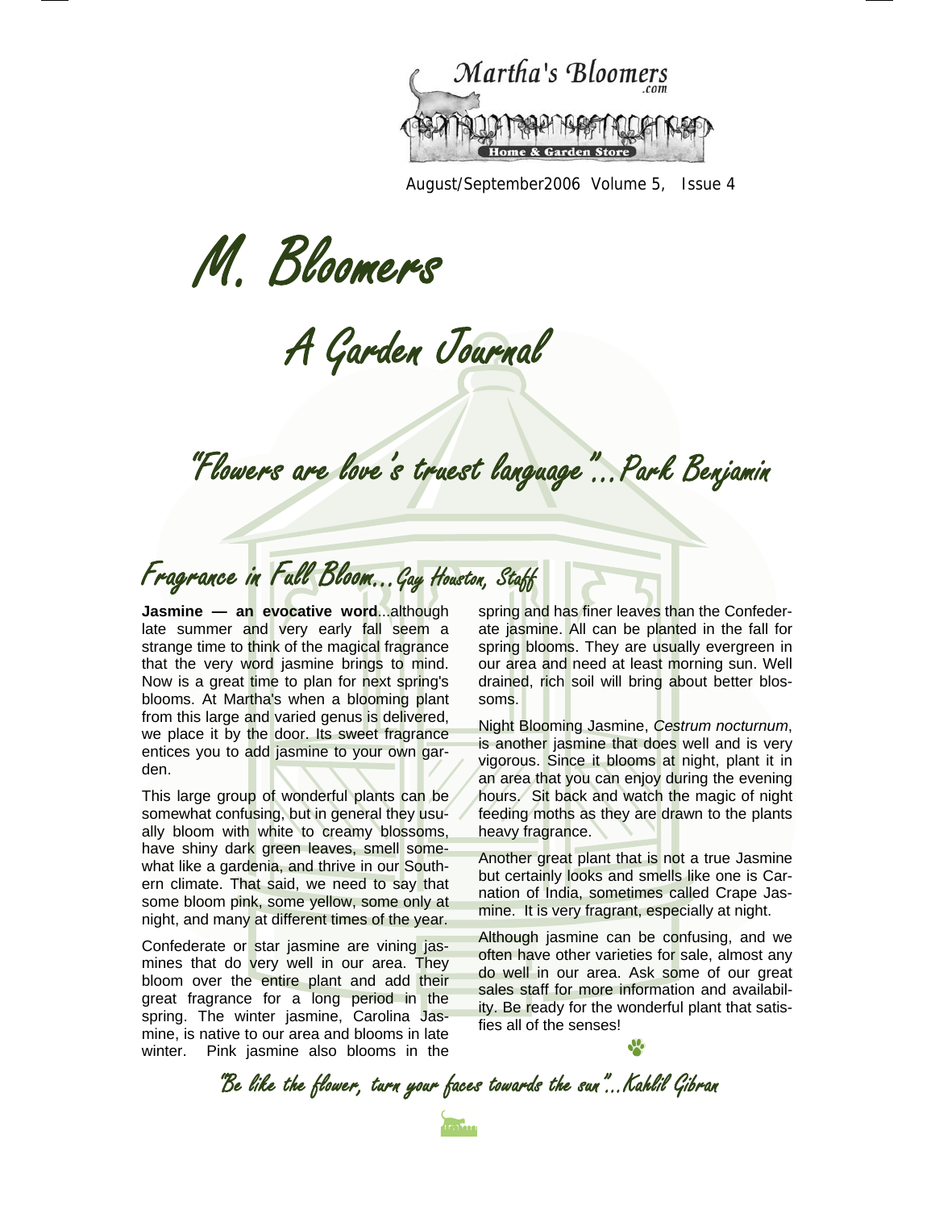Martha's Bloomers .com

Home & Garden Store

August/September2006 Volume 5, Issue 4

# M. Bloomers

## A Garden Journal

*"Flowers are love's truest language"...Park Benjamin*

## Fragrance in Full Bloom...Gay Houston, Staff

**Jasmine — an evocative word**...although late summer and very early fall seem a strange time to think of the magical fragrance that the very word jasmine brings to mind. Now is a great time to plan for next spring's blooms. At Martha's when a blooming plant from this large and varied genus is delivered, we place it by the door. Its sweet fragrance entices you to add jasmine to your own garden.

This large group of wonderful plants can be somewhat confusing, but in general they usually bloom with white to creamy blossoms, have shiny dark green leaves, smell somewhat like a gardenia, and thrive in our Southern climate. That said, we need to say that some bloom pink, some yellow, some only at night, and many at different times of the year.

Confederate or star jasmine are vining jasmines that do very well in our area. They bloom over the entire plant and add their great fragrance for a long period in the spring. The winter jasmine, Carolina Jasmine, is native to our area and blooms in late winter. Pink jasmine also blooms in the spring and has finer leaves than the Confederate jasmine. All can be planted in the fall for spring blooms. They are usually evergreen in our area and need at least morning sun. Well drained, rich soil will bring about better blossoms.

Night Blooming Jasmine, *Cestrum nocturnum*, is another jasmine that does well and is very vigorous. Since it blooms at night, plant it in an area that you can enjoy during the evening hours. Sit back and watch the magic of night feeding moths as they are drawn to the plants heavy fragrance.

Another great plant that is not a true Jasmine but certainly looks and smells like one is Carnation of India, sometimes called Crape Jasmine. It is very fragrant, especially at night.

Although jasmine can be confusing, and we often have other varieties for sale, almost any do well in our area. Ask some of our great sales staff for more information and availability. Be ready for the wonderful plant that satisfies all of the senses!

*"Be like the flower, turn your faces towards the sun"...Kahlil Gibran*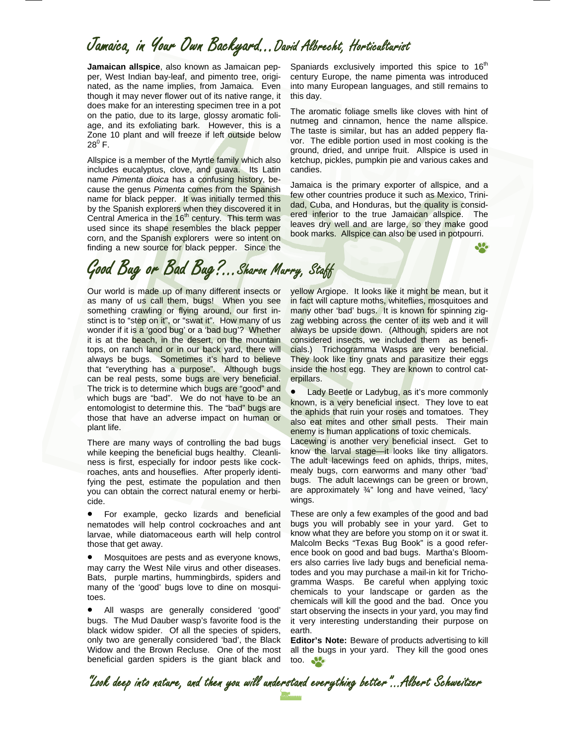# Jamaica, in Your Own Backyard…David Albrecht, Horticulturist

**Jamaican allspice**, also known as Jamaican pepper, West Indian bay-leaf, and pimento tree, originated, as the name implies, from Jamaica. Even though it may never flower out of its native range, it does make for an interesting specimen tree in a pot on the patio, due to its large, glossy aromatic foliage, and its exfoliating bark. However, this is a Zone 10 plant and will freeze if left outside below $28^0$ F.

Allspice is a member of the Myrtle family which also includes eucalyptus, clove, and guava. Its Latin name *Pimenta dioica* has a confusing history, because the genus *Pimenta* comes from the Spanish name for black pepper. It was initially termed this by the Spanish explorers when they discovered it in Central America in the 16th century. This term was used since its shape resembles the black pepper corn, and the Spanish explorers were so intent on finding a new source for black pepper. Since the Spaniards exclusively imported this spice to 16th century Europe, the name pimenta was introduced into many European languages, and still remains to this day.

The aromatic foliage smells like cloves with hint of nutmeg and cinnamon, hence the name allspice. The taste is similar, but has an added peppery flavor. The edible portion used in most cooking is the ground, dried, and unripe fruit. Allspice is used in ketchup, pickles, pumpkin pie and various cakes and candies.

Jamaica is the primary exporter of allspice, and a few other countries produce it such as Mexico, Trinidad, Cuba, and Honduras, but the quality is considered inferior to the true Jamaican allspice. The leaves dry well and are large, so they make good book marks. Allspice can also be used in potpourri.

# Good Bug or Bad Bug?…Sharon Murry, Staff

Our world is made up of many different insects or as many of us call them, bugs! When you see something crawling or flying around, our first instinct is to "step on it", or "swat it". How many of us wonder if it is a 'good bug' or a 'bad bug'? Whether it is at the beach, in the desert, on the mountain tops, on ranch land or in our back yard, there will always be bugs. Sometimes it's hard to believe that "everything has a purpose". Although bugs can be real pests, some bugs are very beneficial. The trick is to determine which bugs are "good" and which bugs are "bad". We do not have to be an entomologist to determine this. The "bad" bugs are those that have an adverse impact on human or plant life.

There are many ways of controlling the bad bugs while keeping the beneficial bugs healthy. Cleanliness is first, especially for indoor pests like cockroaches, ants and houseflies. After properly identifying the pest, estimate the population and then you can obtain the correct natural enemy or herbicide.

- For example, gecko lizards and beneficial nematodes will help control cockroaches and ant larvae, while diatomaceous earth will help control those that get away.
- Mosquitoes are pests and as everyone knows, may carry the West Nile virus and other diseases. Bats, purple martins, hummingbirds, spiders and many of the 'good' bugs love to dine on mosquitoes.
- All wasps are generally considered 'good' bugs. The Mud Dauber wasp's favorite food is the black widow spider. Of all the species of spiders, only two are generally considered 'bad', the Black Widow and the Brown Recluse. One of the most beneficial garden spiders is the giant black and yellow Argiope. It looks like it might be mean, but it in fact will capture moths, whiteflies, mosquitoes and many other 'bad' bugs. It is known for spinning zigzag webbing across the center of its web and it will always be upside down. (Although, spiders are not considered insects, we included them as beneficials.) Trichogramma Wasps are very beneficial. They look like tiny gnats and parasitize their eggs inside the host egg. They are known to control caterpillars.
- Lady Beetle or Ladybug, as it's more commonly known, is a very beneficial insect. They love to eat the aphids that ruin your roses and tomatoes. They also eat mites and other small pests. Their main enemy is human applications of toxic chemicals.

Lacewing is another very beneficial insect. Get to know the larval stage—it looks like tiny alligators. The adult lacewings feed on aphids, thrips, mites, mealy bugs, corn earworms and many other 'bad' bugs. The adult lacewings can be green or brown, are approximately ¾" long and have veined, 'lacy' wings.

These are only a few examples of the good and bad bugs you will probably see in your yard. Get to know what they are before you stomp on it or swat it. Malcolm Becks "Texas Bug Book" is a good reference book on good and bad bugs. Martha's Bloomers also carries live lady bugs and beneficial nematodes and you may purchase a mail-in kit for Trichogramma Wasps. Be careful when applying toxic chemicals to your landscape or garden as the chemicals will kill the good and the bad. Once you start observing the insects in your yard, you may find it very interesting understanding their purpose on earth.

**Editor's Note:** Beware of products advertising to kill all the bugs in your yard. They kill the good ones too.

"Look deep into nature, and then you will understand everything better"…Albert Schweitzer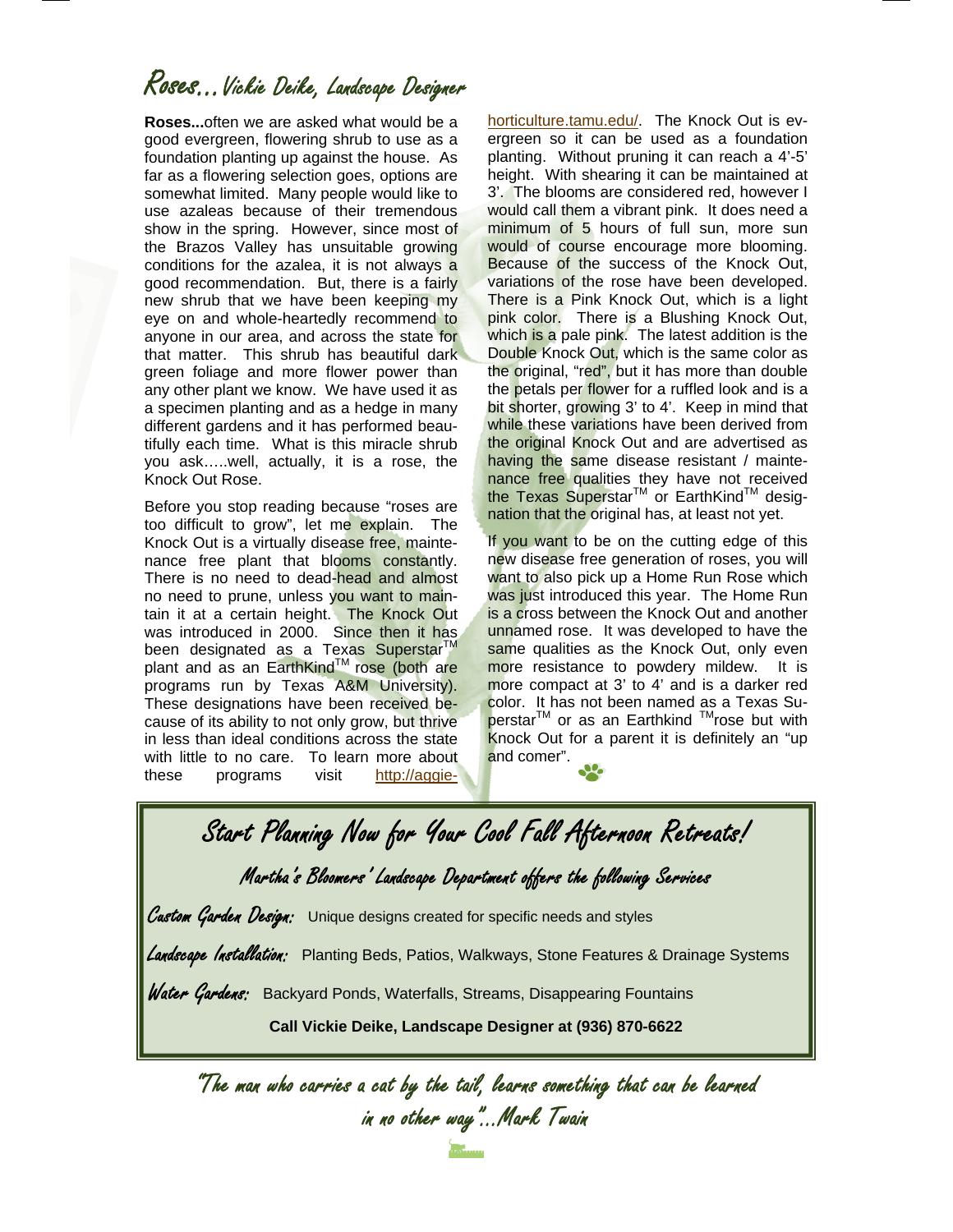# Roses...Vickie Deike, Landscape Designer

**Roses...**often we are asked what would be a good evergreen, flowering shrub to use as a foundation planting up against the house. As far as a flowering selection goes, options are somewhat limited. Many people would like to use azaleas because of their tremendous show in the spring. However, since most of the Brazos Valley has unsuitable growing conditions for the azalea, it is not always a good recommendation. But, there is a fairly new shrub that we have been keeping my eye on and whole-heartedly recommend to anyone in our area, and across the state for that matter. This shrub has beautiful dark green foliage and more flower power than any other plant we know. We have used it as a specimen planting and as a hedge in many different gardens and it has performed beautifully each time. What is this miracle shrub you ask…..well, actually, it is a rose, the Knock Out Rose.

Before you stop reading because "roses are too difficult to grow", let me explain. The Knock Out is a virtually disease free, maintenance free plant that blooms constantly. There is no need to dead-head and almost no need to prune, unless you want to maintain it at a certain height. The Knock Out was introduced in 2000. Since then it has been designated as a Texas Superstar™ plant and as an EarthKind™ rose (both are programs run by Texas A&M University). These designations have been received because of its ability to not only grow, but thrive in less than ideal conditions across the state with little to no care. To learn more about these programs visit http://aggie-horticulture.tamu.edu/. The Knock Out is evergreen so it can be used as a foundation planting. Without pruning it can reach a 4'-5' height. With shearing it can be maintained at 3'. The blooms are considered red, however I would call them a vibrant pink. It does need a minimum of 5 hours of full sun, more sun would of course encourage more blooming. Because of the success of the Knock Out, variations of the rose have been developed. There is a Pink Knock Out, which is a light pink color. There is a Blushing Knock Out, which is a pale pink. The latest addition is the Double Knock Out, which is the same color as the original, "red", but it has more than double the petals per flower for a ruffled look and is a bit shorter, growing 3' to 4'. Keep in mind that while these variations have been derived from the original Knock Out and are advertised as having the same disease resistant / maintenance free qualities they have not received the Texas Superstar™ or EarthKind™ designation that the original has, at least not yet.

If you want to be on the cutting edge of this new disease free generation of roses, you will want to also pick up a Home Run Rose which was just introduced this year. The Home Run is a cross between the Knock Out and another unnamed rose. It was developed to have the same qualities as the Knock Out, only even more resistance to powdery mildew. It is more compact at 3' to 4' and is a darker red color. It has not been named as a Texas Superstar™ or as an Earthkind ™rose but with Knock Out for a parent it is definitely an "up and comer".

---

## Start Planning Now for Your Cool Fall Afternoon Retreats!

### Martha's Bloomers' Landscape Department offers the following Services

*Custom Garden Design:* Unique designs created for specific needs and styles

*Landscape Installation:* Planting Beds, Patios, Walkways, Stone Features & Drainage Systems

*Water Gardens:* Backyard Ponds, Waterfalls, Streams, Disappearing Fountains

**Call Vickie Deike, Landscape Designer at (936) 870-6622**

---

*"The man who carries a cat by the tail, learns something that can be learned in no other way"...Mark Twain*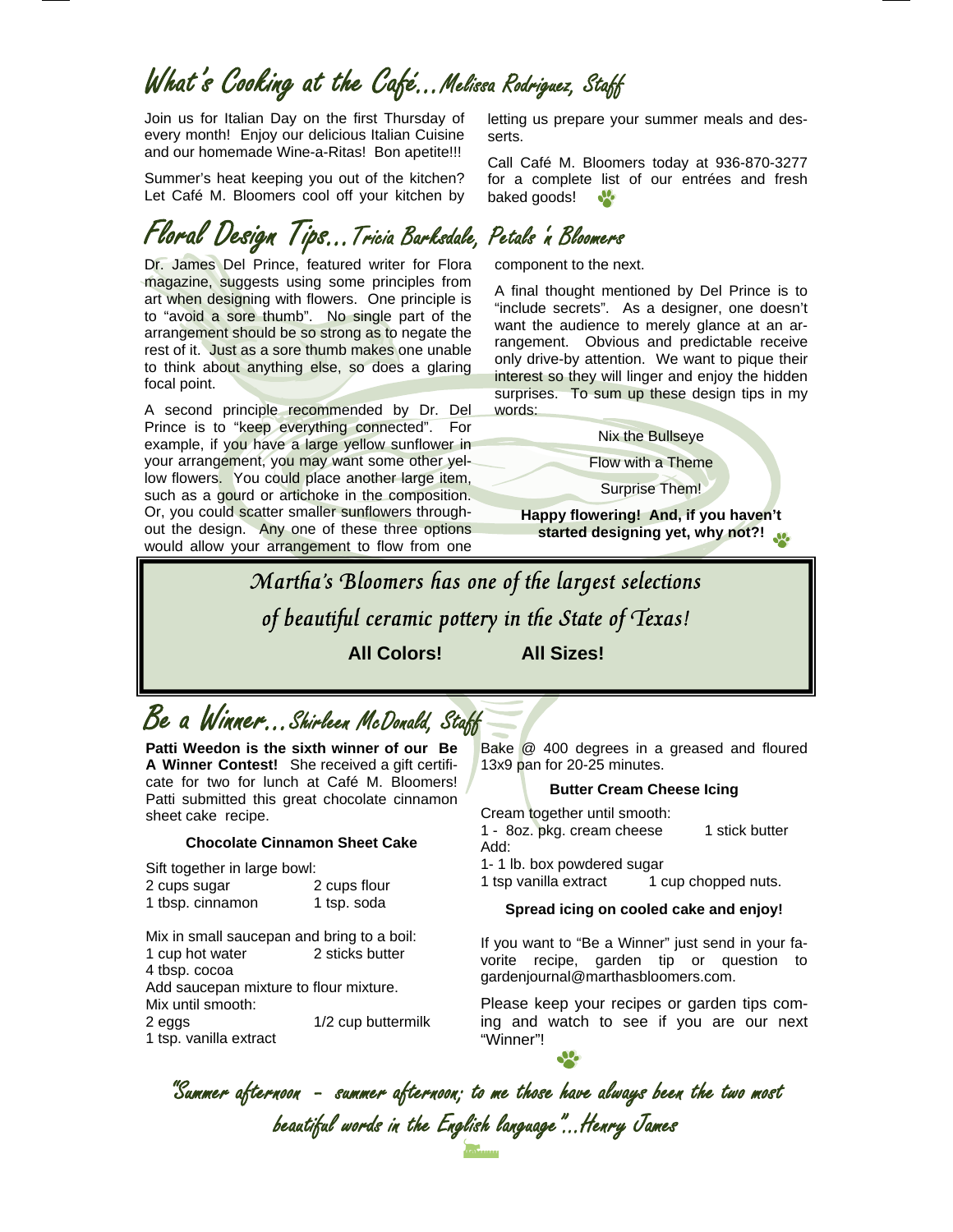## What's Cooking at the Café...Melissa Rodriguez, Staff

Join us for Italian Day on the first Thursday of every month! Enjoy our delicious Italian Cuisine and our homemade Wine-a-Ritas! Bon apetite!!!

Summer's heat keeping you out of the kitchen? Let Café M. Bloomers cool off your kitchen by letting us prepare your summer meals and desserts.

Call Café M. Bloomers today at 936-870-3277 for a complete list of our entrées and fresh baked goods!

## Floral Design Tips...Tricia Barksdale, Petals 'n Bloomers

Dr. James Del Prince, featured writer for Flora magazine, suggests using some principles from art when designing with flowers. One principle is to "avoid a sore thumb". No single part of the arrangement should be so strong as to negate the rest of it. Just as a sore thumb makes one unable to think about anything else, so does a glaring focal point.

A second principle recommended by Dr. Del Prince is to "keep everything connected". For example, if you have a large yellow sunflower in your arrangement, you may want some other yellow flowers. You could place another large item, such as a gourd or artichoke in the composition. Or, you could scatter smaller sunflowers throughout the design. Any one of these three options would allow your arrangement to flow from one component to the next.

A final thought mentioned by Del Prince is to "include secrets". As a designer, one doesn't want the audience to merely glance at an arrangement. Obvious and predictable receive only drive-by attention. We want to pique their interest so they will linger and enjoy the hidden surprises. To sum up these design tips in my words:

Nix the Bullseye

Flow with a Theme

Surprise Them!

**Happy flowering! And, if you haven't started designing yet, why not?!**

*Martha's Bloomers has one of the largest selections of beautiful ceramic pottery in the State of Texas!*

**All Colors!** **All Sizes!**

## Be a Winner...Shirleen McDonald, Staff

**Patti Weedon is the sixth winner of our Be A Winner Contest!** She received a gift certificate for two for lunch at Café M. Bloomers! Patti submitted this great chocolate cinnamon sheet cake recipe.

### Chocolate Cinnamon Sheet Cake

Sift together in large bowl:
2 cups sugar — 2 cups flour
1 tbsp. cinnamon — 1 tsp. soda

Mix in small saucepan and bring to a boil:
1 cup hot water — 2 sticks butter
4 tbsp. cocoa
Add saucepan mixture to flour mixture.
Mix until smooth:
2 eggs — 1/2 cup buttermilk
1 tsp. vanilla extract

Bake @ 400 degrees in a greased and floured 13x9 pan for 20-25 minutes.

### Butter Cream Cheese Icing

Cream together until smooth:
1 - 8oz. pkg. cream cheese — 1 stick butter
Add:
1- 1 lb. box powdered sugar
1 tsp vanilla extract — 1 cup chopped nuts.

**Spread icing on cooled cake and enjoy!**

If you want to "Be a Winner" just send in your favorite recipe, garden tip or question to gardenjournal@marthasbloomers.com.

Please keep your recipes or garden tips coming and watch to see if you are our next "Winner"!

*"Summer afternoon - summer afternoon; to me those have always been the two most beautiful words in the English language"...Henry James*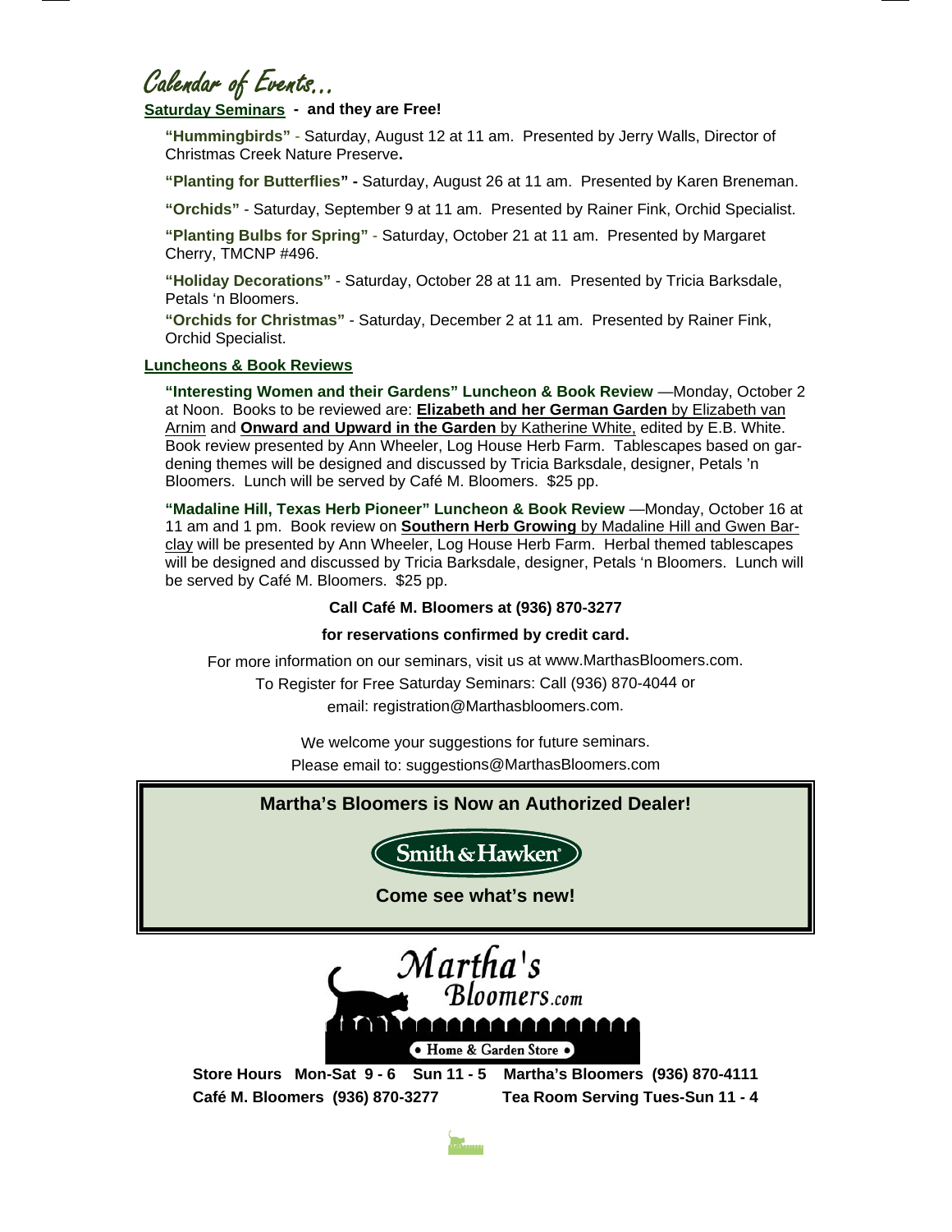# Calendar of Events...

**Saturday Seminars - and they are Free!**

**"Hummingbirds"** - Saturday, August 12 at 11 am. Presented by Jerry Walls, Director of Christmas Creek Nature Preserve**.**

**"Planting for Butterflies" -** Saturday, August 26 at 11 am. Presented by Karen Breneman.

**"Orchids"** - Saturday, September 9 at 11 am. Presented by Rainer Fink, Orchid Specialist.

**"Planting Bulbs for Spring"** - Saturday, October 21 at 11 am. Presented by Margaret Cherry, TMCNP #496.

**"Holiday Decorations"** - Saturday, October 28 at 11 am. Presented by Tricia Barksdale, Petals 'n Bloomers.

**"Orchids for Christmas"** - Saturday, December 2 at 11 am. Presented by Rainer Fink, Orchid Specialist.

**Luncheons & Book Reviews**

**"Interesting Women and their Gardens" Luncheon & Book Review** —Monday, October 2 at Noon. Books to be reviewed are: **Elizabeth and her German Garden** by Elizabeth van Arnim and **Onward and Upward in the Garden** by Katherine White, edited by E.B. White. Book review presented by Ann Wheeler, Log House Herb Farm. Tablescapes based on gardening themes will be designed and discussed by Tricia Barksdale, designer, Petals 'n Bloomers. Lunch will be served by Café M. Bloomers. $25 pp.

**"Madaline Hill, Texas Herb Pioneer" Luncheon & Book Review** —Monday, October 16 at 11 am and 1 pm. Book review on **Southern Herb Growing** by Madaline Hill and Gwen Barclay will be presented by Ann Wheeler, Log House Herb Farm. Herbal themed tablescapes will be designed and discussed by Tricia Barksdale, designer, Petals 'n Bloomers. Lunch will be served by Café M. Bloomers. $25 pp.

**Call Café M. Bloomers at (936) 870-3277**

**for reservations confirmed by credit card.**

For more information on our seminars, visit us at www.MarthasBloomers.com.

To Register for Free Saturday Seminars: Call (936) 870-4044 or

email: registration@Marthasbloomers.com.

We welcome your suggestions for future seminars.

Please email to: suggestions@MarthasBloomers.com

**Martha's Bloomers is Now an Authorized Dealer!**

Smith & Hawken

**Come see what's new!**

Martha's Bloomers.com

• Home & Garden Store •

**Store Hours Mon-Sat 9 - 6 Sun 11 - 5 Martha's Bloomers (936) 870-4111**

**Café M. Bloomers (936) 870-3277 Tea Room Serving Tues-Sun 11 - 4**